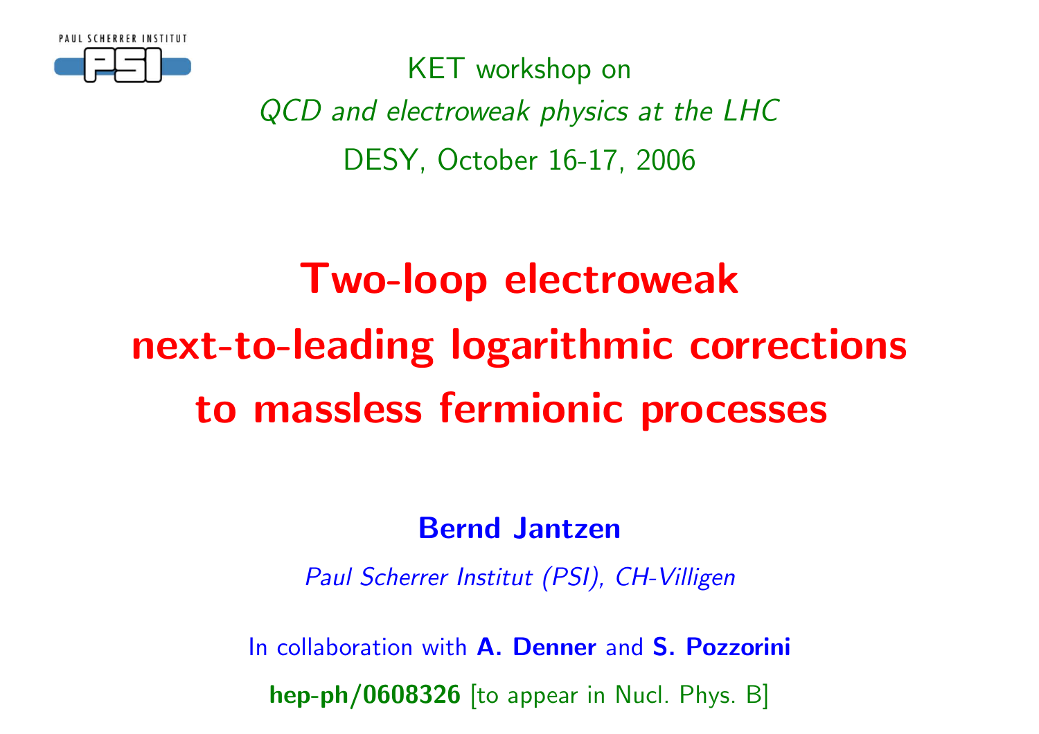PAUL SCHERRER INSTITUT

KET workshop on

*QCD and electroweak physics at the LHC*

DESY, October 16-17, 2006

# Two-loop electroweak next-to-leading logarithmic corrections to massless fermionic processes

**Bernd Jantzen**

*Paul Scherrer Institut (PSI), CH-Villigen*

In collaboration with **A. Denner** and **S. Pozzorini**

**hep-ph/0608326** [to appear in Nucl. Phys. B]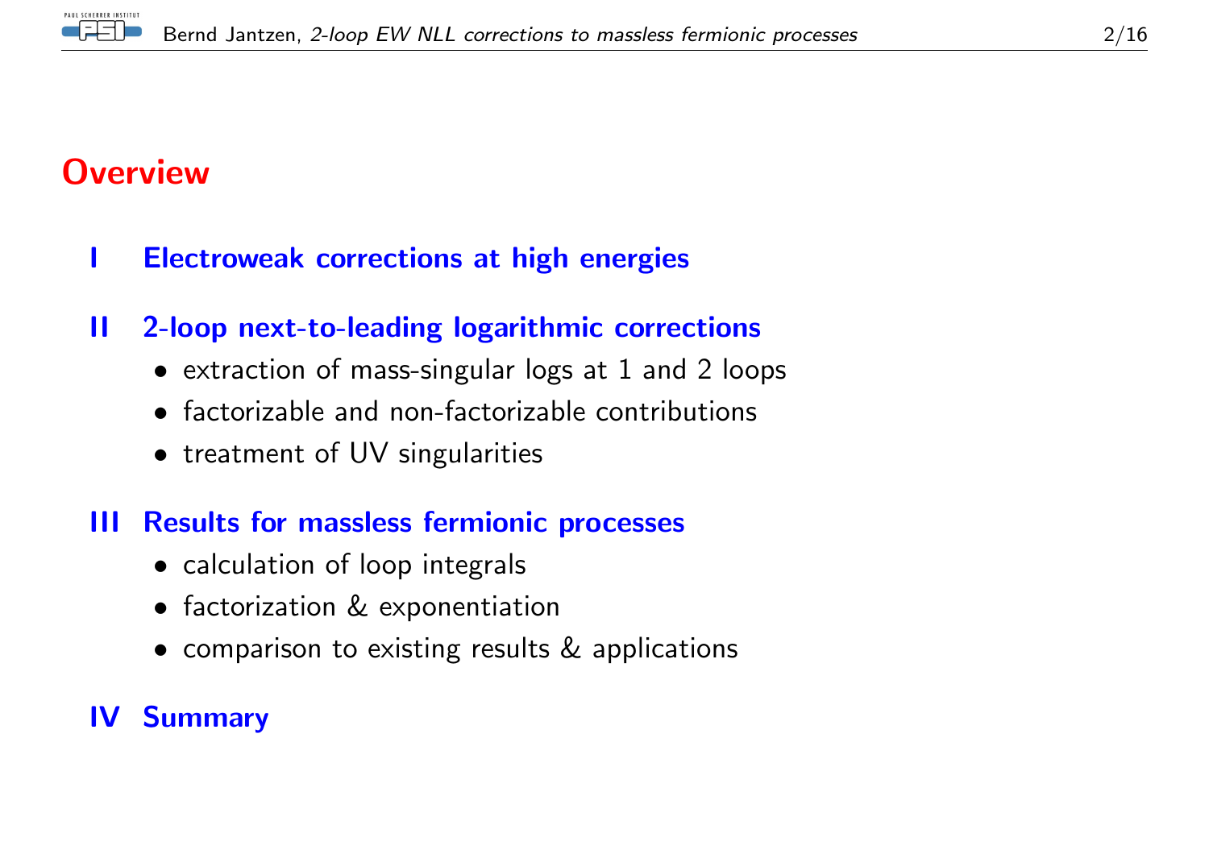# Overview

**I Electroweak corrections at high energies**

**II 2-loop next-to-leading logarithmic corrections**

- extraction of mass-singular logs at 1 and 2 loops
- factorizable and non-factorizable contributions
- treatment of UV singularities

**III Results for massless fermionic processes**

- calculation of loop integrals
- factorization & exponentiation
- comparison to existing results & applications

**IV Summary**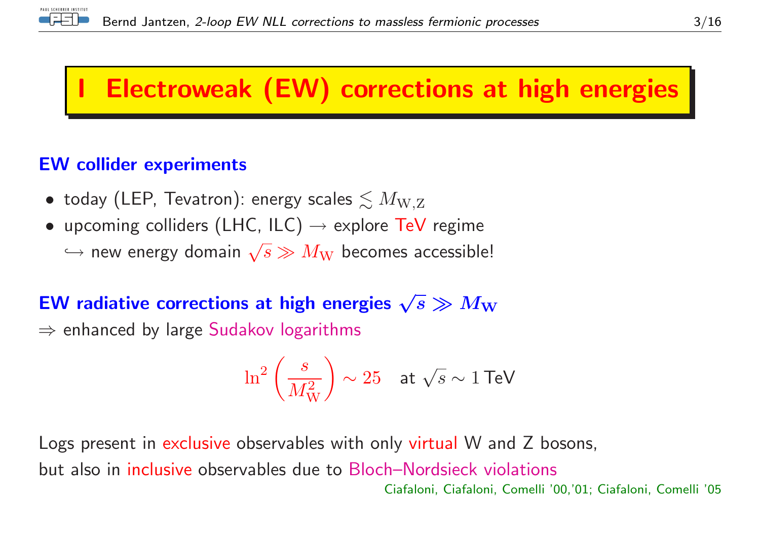# I Electroweak (EW) corrections at high energies

**EW collider experiments**

- today (LEP, Tevatron): energy scales $\lesssim M_{\mathrm{W,Z}}$
- upcoming colliders (LHC, ILC) → explore TeV regime
  ↪ new energy domain $\sqrt{s} \gg M_{\mathrm{W}}$ becomes accessible!

**EW radiative corrections at high energies $\sqrt{s} \gg M_{\mathrm{W}}$**

⇒ enhanced by large Sudakov logarithms

$$\ln^2\left(\frac{s}{M_{\mathrm{W}}^2}\right) \sim 25 \quad \text{at } \sqrt{s} \sim 1\,\text{TeV}$$

Logs present in exclusive observables with only virtual W and Z bosons,
but also in inclusive observables due to Bloch–Nordsieck violations

Ciafaloni, Ciafaloni, Comelli '00,'01; Ciafaloni, Comelli '05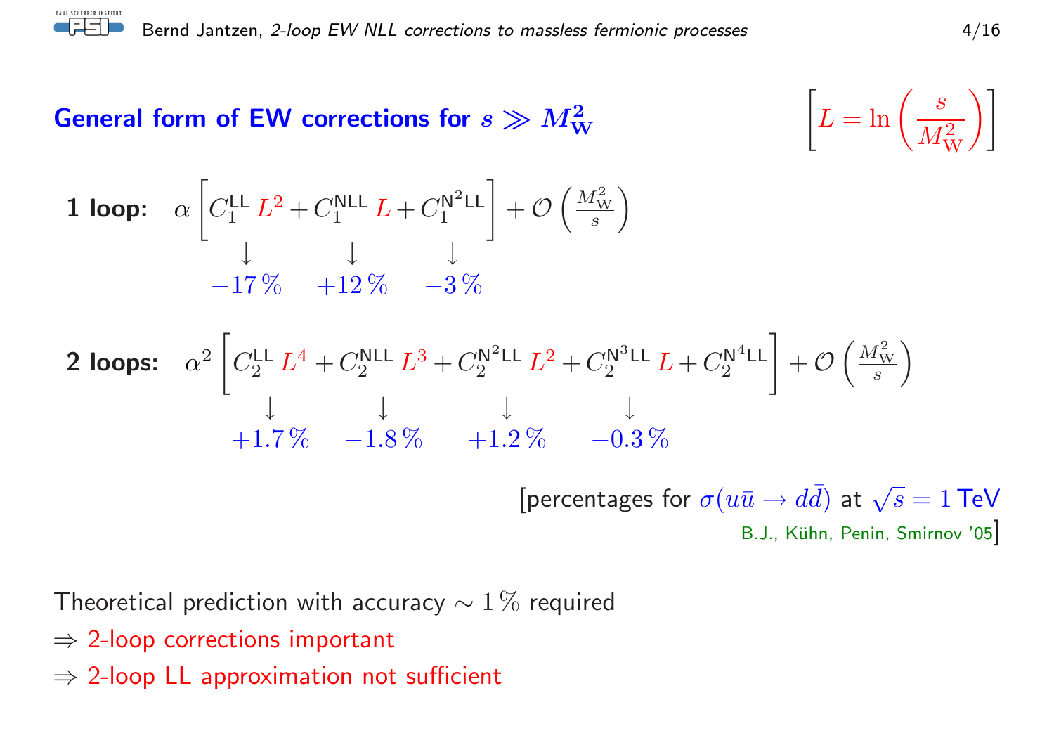## General form of EW corrections for $s \gg M_W^2$

$$\left[ L = \ln\left(\frac{s}{M_W^2}\right) \right]$$

**1 loop:** 

$$\alpha \left[ \underset{-17\,\%}{C_1^{\mathsf{LL}}\, L^2} + \underset{+12\,\%}{C_1^{\mathsf{NLL}}\, L} + \underset{-3\,\%}{C_1^{\mathsf{N^2LL}}} \right] + \mathcal{O}\left(\frac{M_W^2}{s}\right)$$

**2 loops:** 

$$\alpha^2 \left[ \underset{+1.7\,\%}{C_2^{\mathsf{LL}}\, L^4} + \underset{-1.8\,\%}{C_2^{\mathsf{NLL}}\, L^3} + \underset{+1.2\,\%}{C_2^{\mathsf{N^2LL}}\, L^2} + \underset{-0.3\,\%}{C_2^{\mathsf{N^3LL}}\, L} + C_2^{\mathsf{N^4LL}} \right] + \mathcal{O}\left(\frac{M_W^2}{s}\right)$$

[percentages for $\sigma(u\bar{u} \to d\bar{d})$ at $\sqrt{s} = 1\,\text{TeV}$
B.J., Kühn, Penin, Smirnov '05]

Theoretical prediction with accuracy $\sim 1\,\%$ required

$\Rightarrow$ 2-loop corrections important

$\Rightarrow$ 2-loop LL approximation not sufficient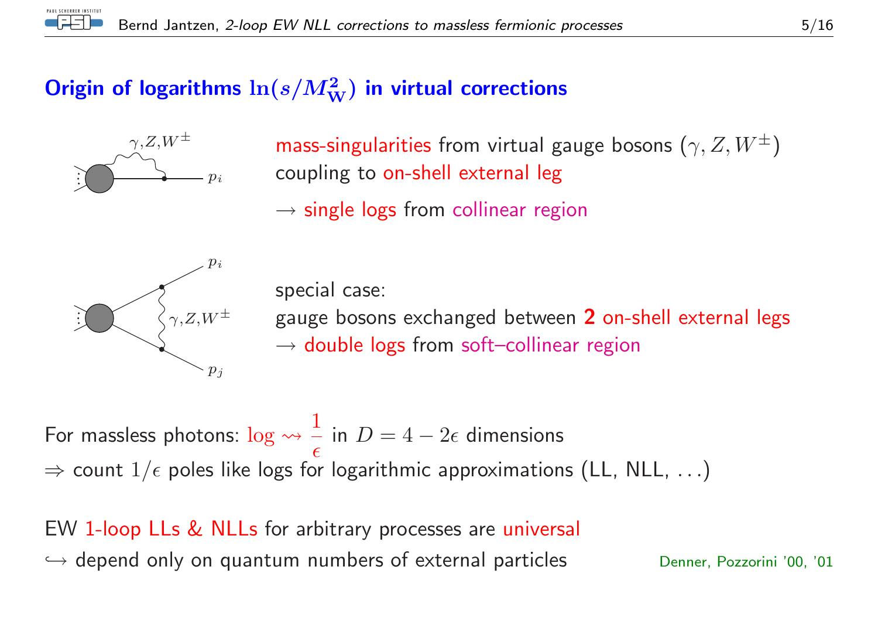## Origin of logarithms $\ln(s/M_W^2)$ in virtual corrections

mass-singularities from virtual gauge bosons ($\gamma, Z, W^{\pm}$) coupling to on-shell external leg

$\rightarrow$ single logs from collinear region

special case:
gauge bosons exchanged between **2** on-shell external legs
$\rightarrow$ double logs from soft–collinear region

For massless photons: $\log \rightsquigarrow \frac{1}{\epsilon}$ in $D = 4 - 2\epsilon$ dimensions
$\Rightarrow$ count $1/\epsilon$ poles like logs for logarithmic approximations (LL, NLL, ...)

EW 1-loop LLs & NLLs for arbitrary processes are universal
$\hookrightarrow$ depend only on quantum numbers of external particles — Denner, Pozzorini '00, '01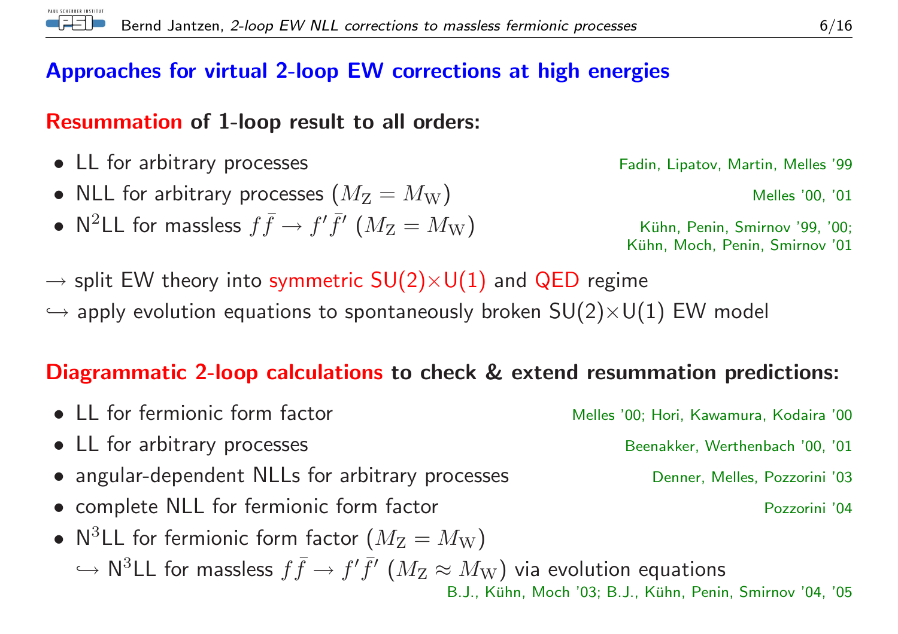## Approaches for virtual 2-loop EW corrections at high energies

### Resummation of 1-loop result to all orders:

- LL for arbitrary processes — Fadin, Lipatov, Martin, Melles '99
- NLL for arbitrary processes ($M_Z = M_W$) — Melles '00, '01
- N$^2$LL for massless $f\bar{f} \to f'\bar{f}'$ ($M_Z = M_W$) — Kühn, Penin, Smirnov '99, '00; Kühn, Moch, Penin, Smirnov '01

→ split EW theory into symmetric SU(2)×U(1) and QED regime

↪ apply evolution equations to spontaneously broken SU(2)×U(1) EW model

### Diagrammatic 2-loop calculations to check & extend resummation predictions:

- LL for fermionic form factor — Melles '00; Hori, Kawamura, Kodaira '00
- LL for arbitrary processes — Beenakker, Werthenbach '00, '01
- angular-dependent NLLs for arbitrary processes — Denner, Melles, Pozzorini '03
- complete NLL for fermionic form factor — Pozzorini '04
- N$^3$LL for fermionic form factor ($M_Z = M_W$)
  ↪ N$^3$LL for massless $f\bar{f} \to f'\bar{f}'$ ($M_Z \approx M_W$) via evolution equations
  B.J., Kühn, Moch '03; B.J., Kühn, Penin, Smirnov '04, '05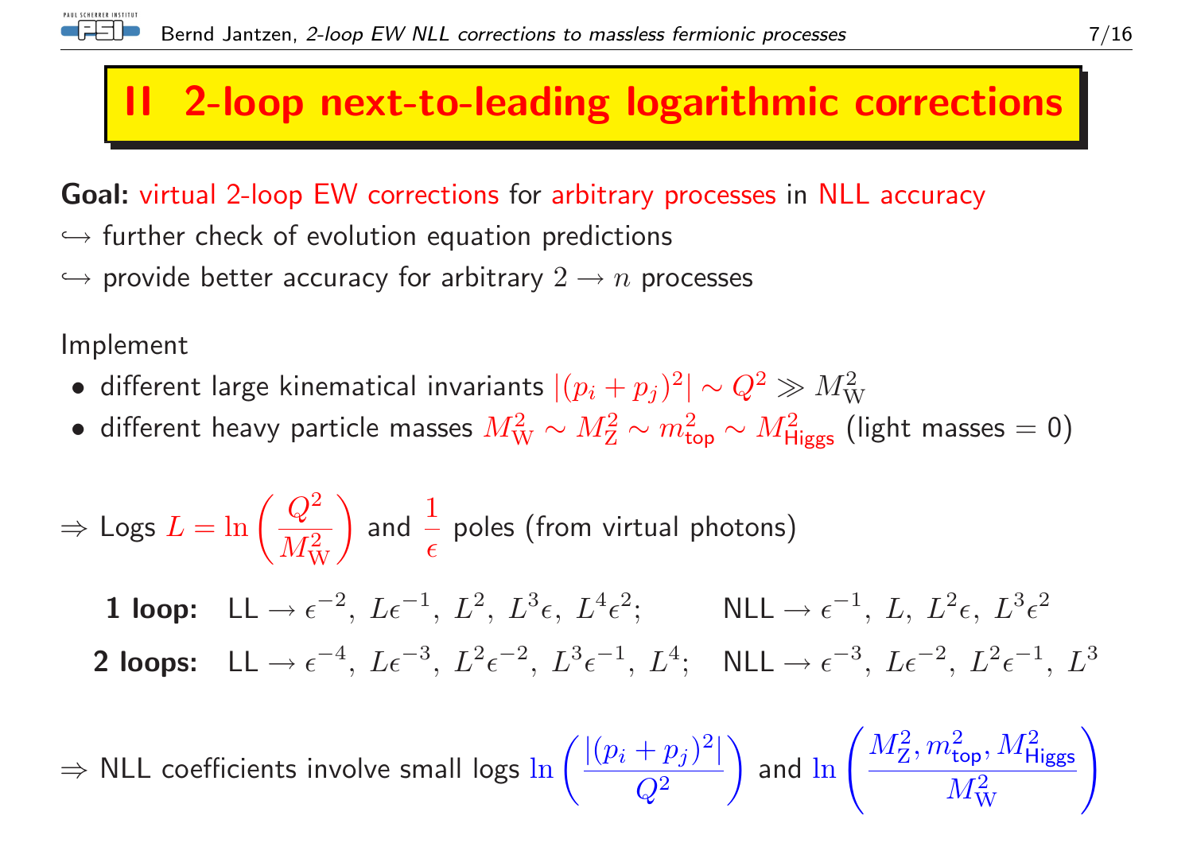# II 2-loop next-to-leading logarithmic corrections

**Goal:** virtual 2-loop EW corrections for arbitrary processes in NLL accuracy

$\hookrightarrow$ further check of evolution equation predictions

$\hookrightarrow$ provide better accuracy for arbitrary $2 \to n$ processes

Implement

- different large kinematical invariants $|(p_i + p_j)^2| \sim Q^2 \gg M_\mathrm{W}^2$
- different heavy particle masses $M_\mathrm{W}^2 \sim M_\mathrm{Z}^2 \sim m_\mathsf{top}^2 \sim M_\mathsf{Higgs}^2$ (light masses = 0)

$\Rightarrow$ Logs $L = \ln\left(\frac{Q^2}{M_\mathrm{W}^2}\right)$ and $\frac{1}{\epsilon}$ poles (from virtual photons)

**1 loop:** LL $\rightarrow \epsilon^{-2},\ L\epsilon^{-1},\ L^2,\ L^3\epsilon,\ L^4\epsilon^2$; NLL $\rightarrow \epsilon^{-1},\ L,\ L^2\epsilon,\ L^3\epsilon^2$

**2 loops:** LL $\rightarrow \epsilon^{-4},\ L\epsilon^{-3},\ L^2\epsilon^{-2},\ L^3\epsilon^{-1},\ L^4$; NLL $\rightarrow \epsilon^{-3},\ L\epsilon^{-2},\ L^2\epsilon^{-1},\ L^3$

$\Rightarrow$ NLL coefficients involve small logs $\ln\left(\frac{|(p_i + p_j)^2|}{Q^2}\right)$ and $\ln\left(\frac{M_\mathrm{Z}^2, m_\mathsf{top}^2, M_\mathsf{Higgs}^2}{M_\mathrm{W}^2}\right)$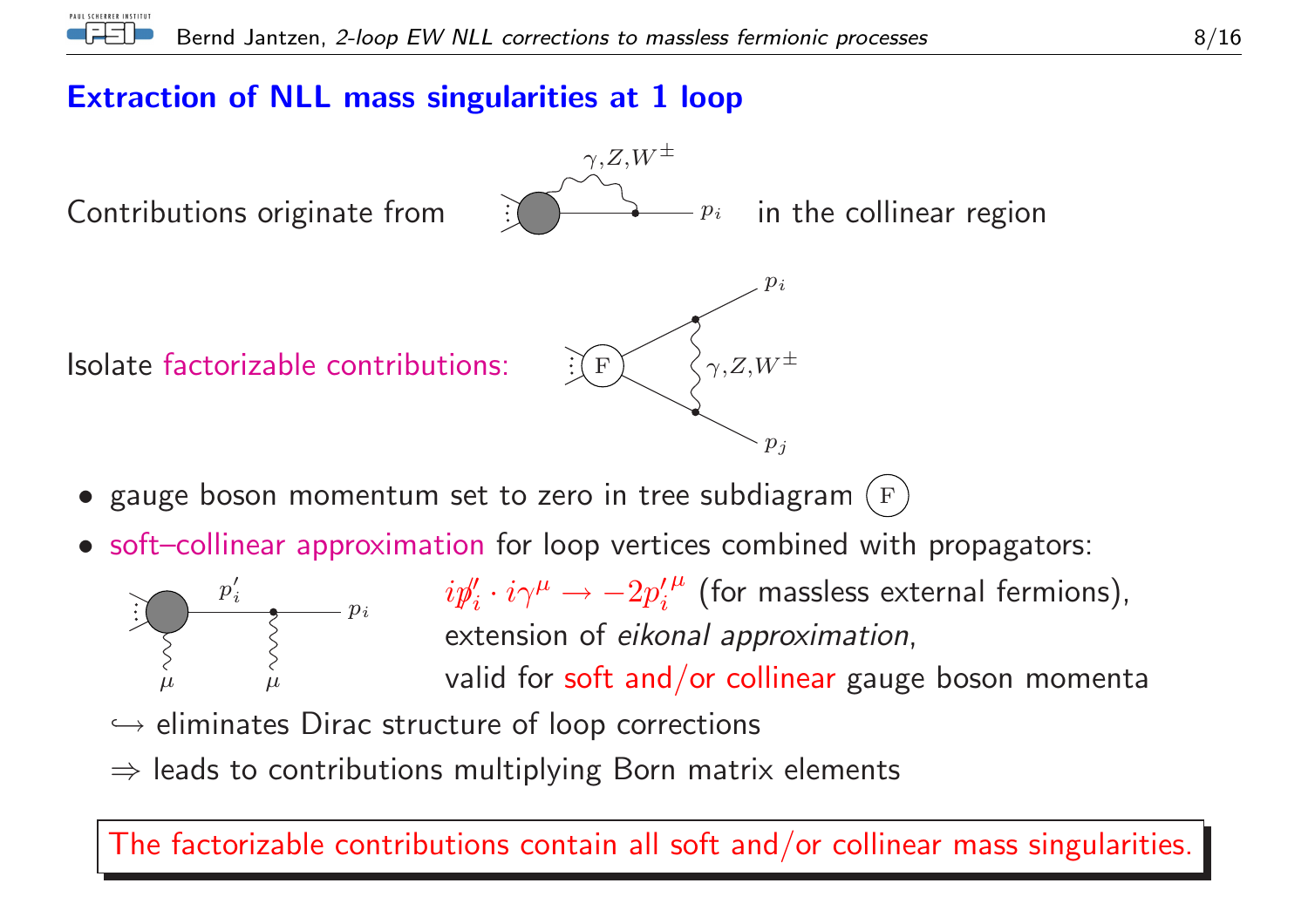## Extraction of NLL mass singularities at 1 loop

Contributions originate from $\gamma, Z, W^\pm$ ... $p_i$ in the collinear region

Isolate factorizable contributions: F ... $p_i$, $\gamma, Z, W^\pm$, $p_j$

- gauge boson momentum set to zero in tree subdiagram (F)
- soft–collinear approximation for loop vertices combined with propagators:

  $p_i'$, $p_i$, $\mu$, $\mu$

  $i\not{p}_i' \cdot i\gamma^\mu \rightarrow -2{p_i'}^\mu$ (for massless external fermions),
  extension of *eikonal approximation*,
  valid for soft and/or collinear gauge boson momenta

  $\hookrightarrow$ eliminates Dirac structure of loop corrections

  $\Rightarrow$ leads to contributions multiplying Born matrix elements

The factorizable contributions contain all soft and/or collinear mass singularities.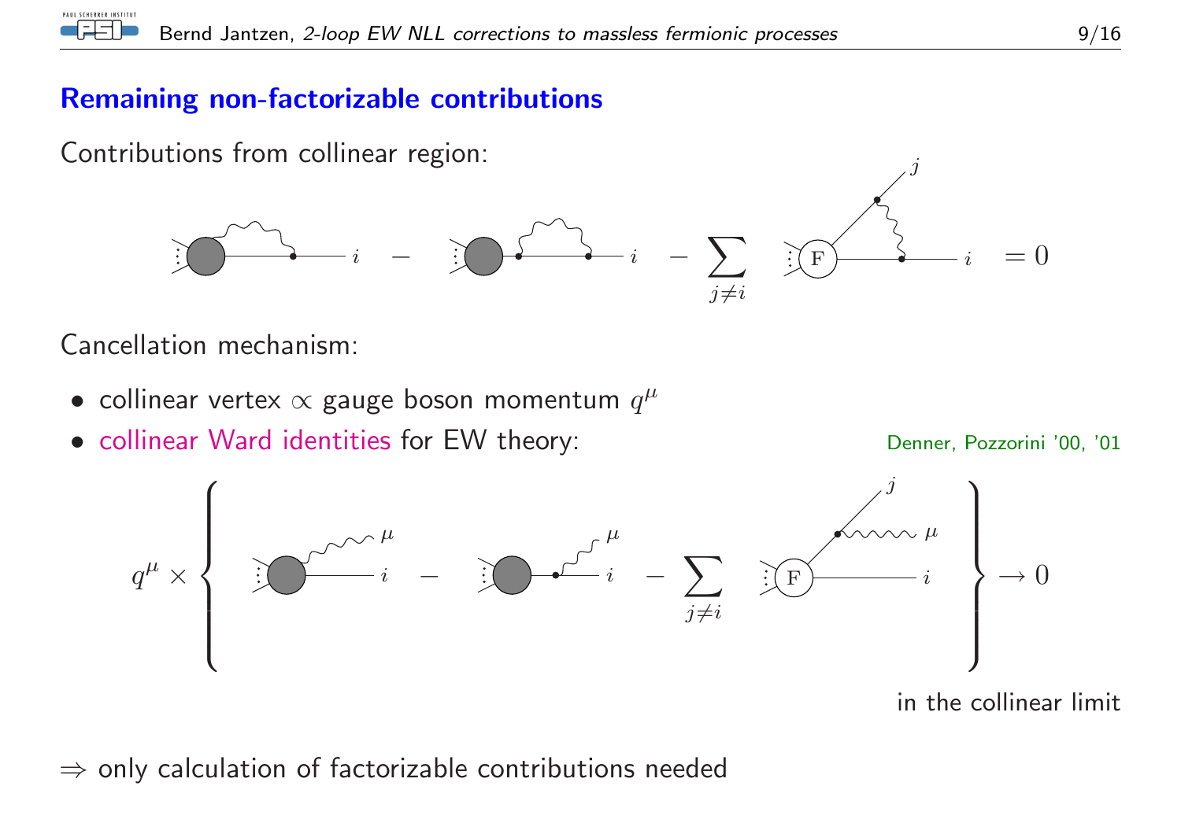## Remaining non-factorizable contributions

Contributions from collinear region:

$$\text{(diagram)}\; i \;-\; \text{(diagram)}\; i \;-\; \sum_{j \neq i} \text{(F diagram)}\; i \;= 0$$

Cancellation mechanism:

- collinear vertex $\propto$ gauge boson momentum $q^\mu$
- collinear Ward identities for EW theory: Denner, Pozzorini '00, '01

$$q^\mu \times \left\{ \text{(diagram)}\; i \;-\; \text{(diagram)}\; i \;-\; \sum_{j \neq i} \text{(F diagram)}\; i \right\} \to 0$$

in the collinear limit

$\Rightarrow$ only calculation of factorizable contributions needed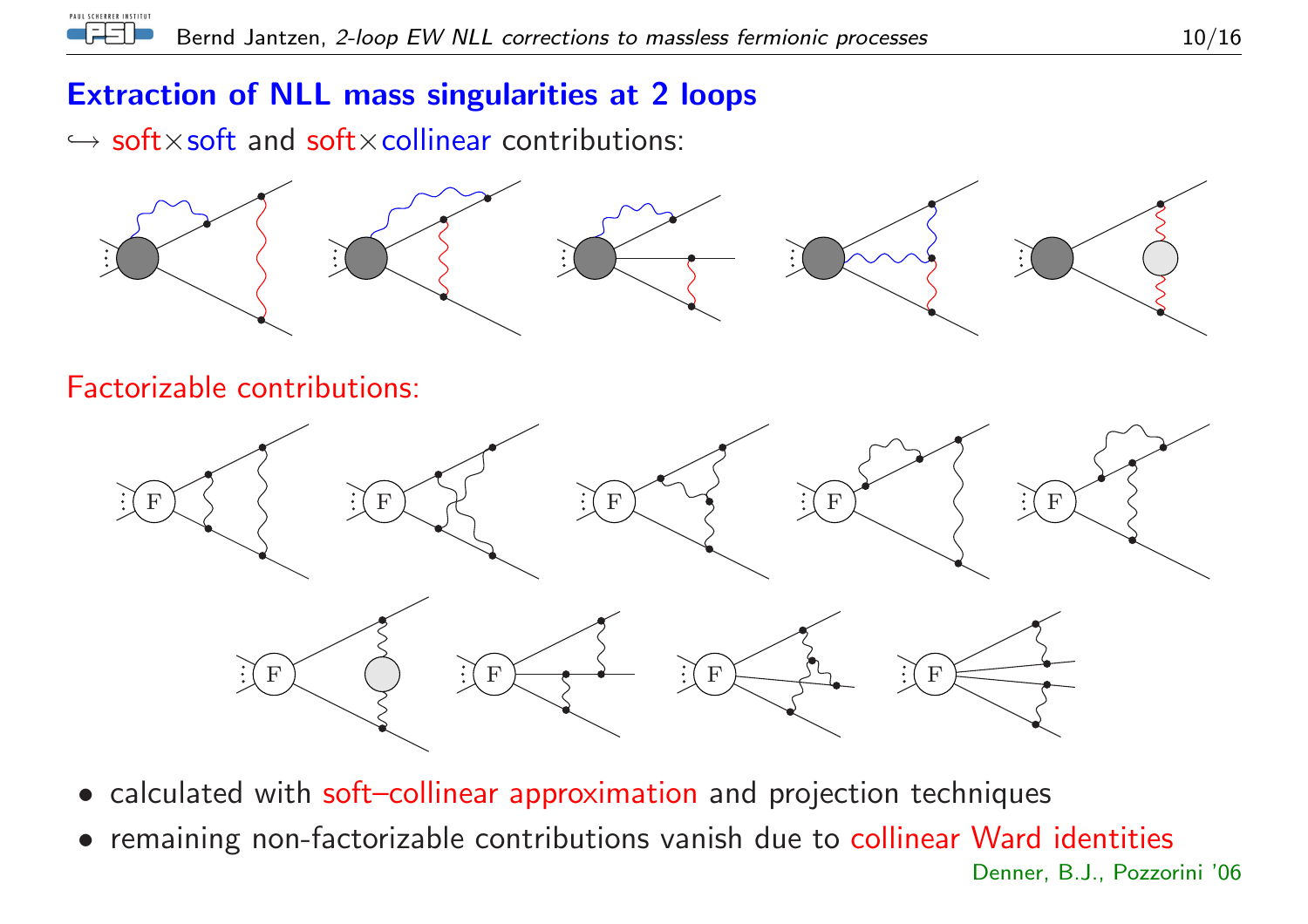## Extraction of NLL mass singularities at 2 loops

↪ soft×soft and soft×collinear contributions:

Factorizable contributions:

- calculated with soft–collinear approximation and projection techniques
- remaining non-factorizable contributions vanish due to collinear Ward identities

Denner, B.J., Pozzorini '06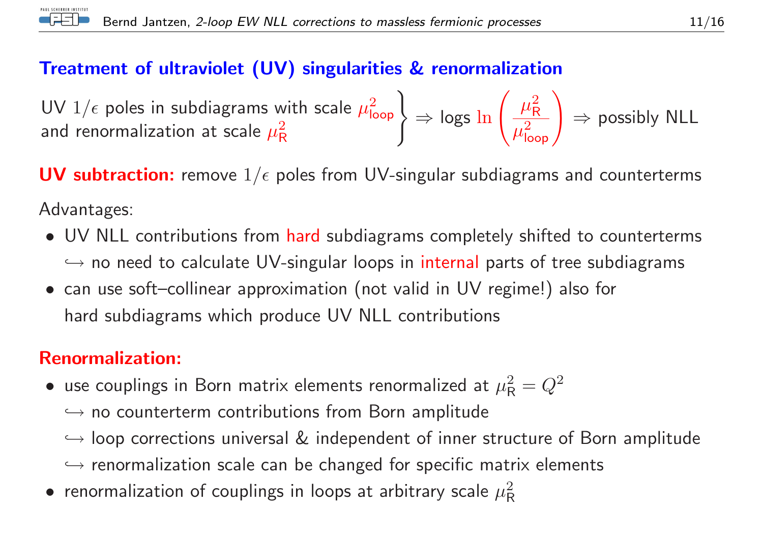## Treatment of ultraviolet (UV) singularities & renormalization

UV $1/\epsilon$ poles in subdiagrams with scale $\mu^2_{\mathsf{loop}}$ and renormalization at scale $\mu^2_{\mathsf{R}}$ $\Big\}$ $\Rightarrow$ logs $\ln\left(\frac{\mu^2_{\mathsf{R}}}{\mu^2_{\mathsf{loop}}}\right)$ $\Rightarrow$ possibly NLL

**UV subtraction:** remove $1/\epsilon$ poles from UV-singular subdiagrams and counterterms

Advantages:

- UV NLL contributions from hard subdiagrams completely shifted to counterterms
  ↪ no need to calculate UV-singular loops in internal parts of tree subdiagrams
- can use soft–collinear approximation (not valid in UV regime!) also for hard subdiagrams which produce UV NLL contributions

**Renormalization:**

- use couplings in Born matrix elements renormalized at $\mu^2_{\mathsf{R}} = Q^2$
  ↪ no counterterm contributions from Born amplitude
  ↪ loop corrections universal & independent of inner structure of Born amplitude
  ↪ renormalization scale can be changed for specific matrix elements
- renormalization of couplings in loops at arbitrary scale $\mu^2_{\mathsf{R}}$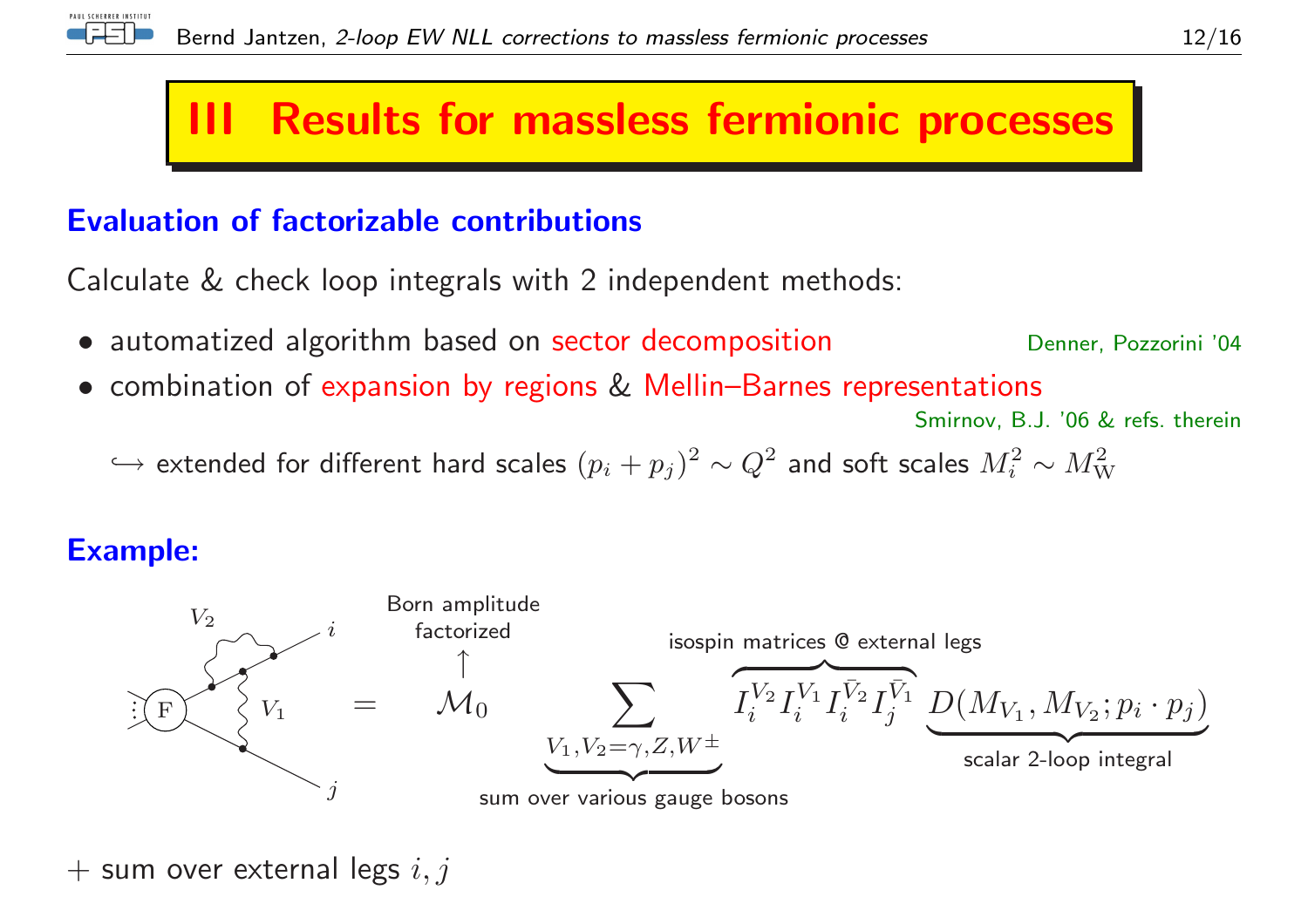# III Results for massless fermionic processes

### Evaluation of factorizable contributions

Calculate & check loop integrals with 2 independent methods:

- automatized algorithm based on sector decomposition — Denner, Pozzorini '04
- combination of expansion by regions & Mellin–Barnes representations — Smirnov, B.J. '06 & refs. therein

  ↪ extended for different hard scales $(p_i + p_j)^2 \sim Q^2$ and soft scales $M_i^2 \sim M_W^2$

### Example:

$$\text{[diagram: } V_1, V_2 \text{ exchanged between legs } i, j \text{ of F]} = \mathcal{M}_0 \underbrace{\sum_{V_1, V_2 = \gamma, Z, W^\pm}}_{\text{sum over various gauge bosons}} \overbrace{I_i^{V_2} I_i^{V_1} I_i^{\bar{V}_2} I_j^{\bar{V}_1}}^{\text{isospin matrices @ external legs}} \underbrace{D(M_{V_1}, M_{V_2}; p_i \cdot p_j)}_{\text{scalar 2-loop integral}}$$

$\mathcal{M}_0$: Born amplitude factorized

+ sum over external legs $i, j$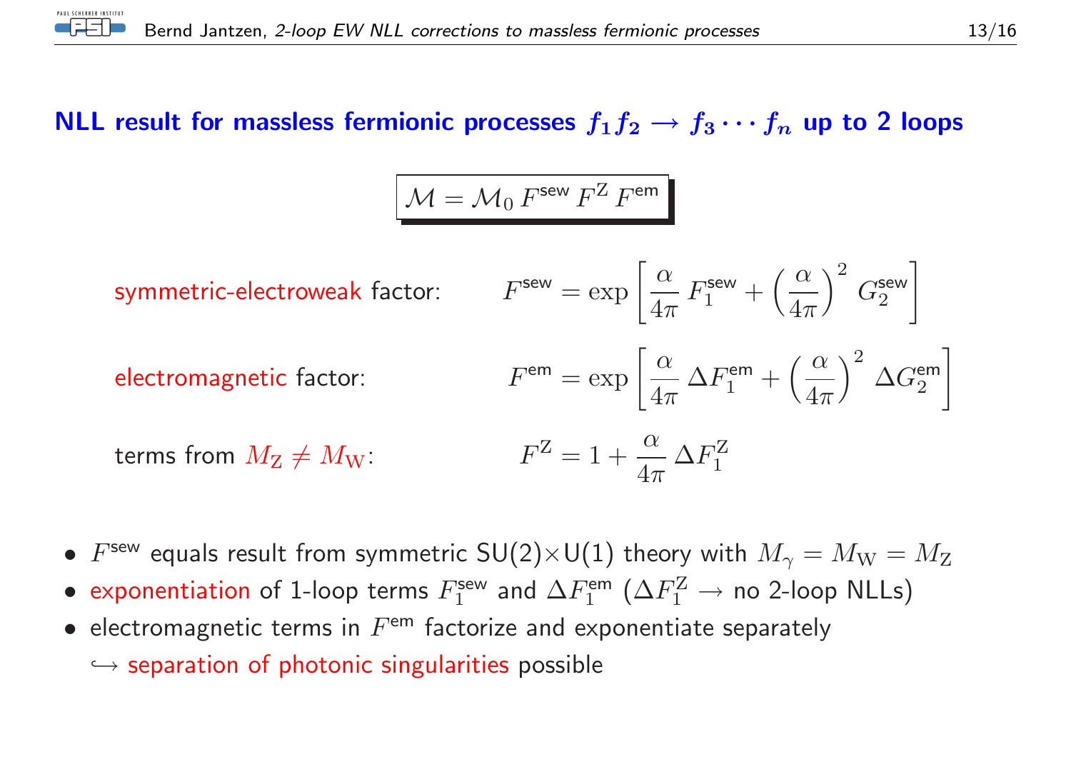## NLL result for massless fermionic processes $f_1 f_2 \to f_3 \cdots f_n$ up to 2 loops

$$\mathcal{M} = \mathcal{M}_0 \, F^{\text{sew}} \, F^{\mathrm{Z}} \, F^{\text{em}}$$

symmetric-electroweak factor:

$$F^{\text{sew}} = \exp\left[\frac{\alpha}{4\pi}\, F_1^{\text{sew}} + \left(\frac{\alpha}{4\pi}\right)^2 G_2^{\text{sew}}\right]$$

electromagnetic factor:

$$F^{\text{em}} = \exp\left[\frac{\alpha}{4\pi}\, \Delta F_1^{\text{em}} + \left(\frac{\alpha}{4\pi}\right)^2 \Delta G_2^{\text{em}}\right]$$

terms from $M_{\mathrm{Z}} \neq M_{\mathrm{W}}$:

$$F^{\mathrm{Z}} = 1 + \frac{\alpha}{4\pi}\, \Delta F_1^{\mathrm{Z}}$$

- $F^{\text{sew}}$ equals result from symmetric SU(2)×U(1) theory with $M_\gamma = M_{\mathrm{W}} = M_{\mathrm{Z}}$
- exponentiation of 1-loop terms $F_1^{\text{sew}}$ and $\Delta F_1^{\text{em}}$ ($\Delta F_1^{\mathrm{Z}} \to$ no 2-loop NLLs)
- electromagnetic terms in $F^{\text{em}}$ factorize and exponentiate separately
  ↪ separation of photonic singularities possible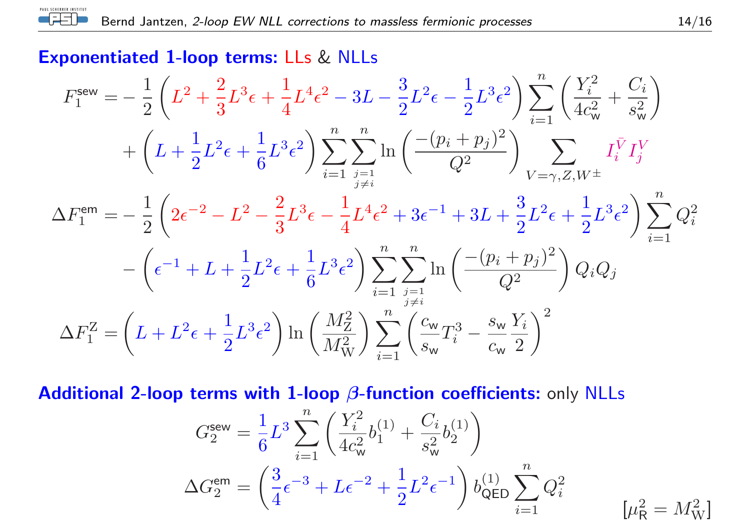## Exponentiated 1-loop terms: LLs & NLLs

$$F_1^{\mathsf{sew}} = -\frac{1}{2}\left(L^2 + \frac{2}{3}L^3\epsilon + \frac{1}{4}L^4\epsilon^2 - 3L - \frac{3}{2}L^2\epsilon - \frac{1}{2}L^3\epsilon^2\right)\sum_{i=1}^{n}\left(\frac{Y_i^2}{4c_{\mathsf{w}}^2} + \frac{C_i}{s_{\mathsf{w}}^2}\right)$$

$$+\left(L + \frac{1}{2}L^2\epsilon + \frac{1}{6}L^3\epsilon^2\right)\sum_{i=1}^{n}\sum_{\substack{j=1\\ j\neq i}}^{n}\ln\left(\frac{-(p_i+p_j)^2}{Q^2}\right)\sum_{V=\gamma,Z,W^\pm} I_i^{\bar{V}} I_j^{V}$$

$$\Delta F_1^{\mathsf{em}} = -\frac{1}{2}\left(2\epsilon^{-2} - L^2 - \frac{2}{3}L^3\epsilon - \frac{1}{4}L^4\epsilon^2 + 3\epsilon^{-1} + 3L + \frac{3}{2}L^2\epsilon + \frac{1}{2}L^3\epsilon^2\right)\sum_{i=1}^{n} Q_i^2$$

$$-\left(\epsilon^{-1} + L + \frac{1}{2}L^2\epsilon + \frac{1}{6}L^3\epsilon^2\right)\sum_{i=1}^{n}\sum_{\substack{j=1\\ j\neq i}}^{n}\ln\left(\frac{-(p_i+p_j)^2}{Q^2}\right)Q_iQ_j$$

$$\Delta F_1^{\mathrm{Z}} = \left(L + L^2\epsilon + \frac{1}{2}L^3\epsilon^2\right)\ln\left(\frac{M_{\mathrm{Z}}^2}{M_{\mathrm{W}}^2}\right)\sum_{i=1}^{n}\left(\frac{c_{\mathsf{w}}}{s_{\mathsf{w}}}T_i^3 - \frac{s_{\mathsf{w}}}{c_{\mathsf{w}}}\frac{Y_i}{2}\right)^2$$

## Additional 2-loop terms with 1-loop $\beta$-function coefficients: only NLLs

$$G_2^{\mathsf{sew}} = \frac{1}{6}L^3\sum_{i=1}^{n}\left(\frac{Y_i^2}{4c_{\mathsf{w}}^2}b_1^{(1)} + \frac{C_i}{s_{\mathsf{w}}^2}b_2^{(1)}\right)$$

$$\Delta G_2^{\mathsf{em}} = \left(\frac{3}{4}\epsilon^{-3} + L\epsilon^{-2} + \frac{1}{2}L^2\epsilon^{-1}\right)b_{\mathsf{QED}}^{(1)}\sum_{i=1}^{n}Q_i^2$$

$[\mu_{\mathsf{R}}^2 = M_{\mathrm{W}}^2]$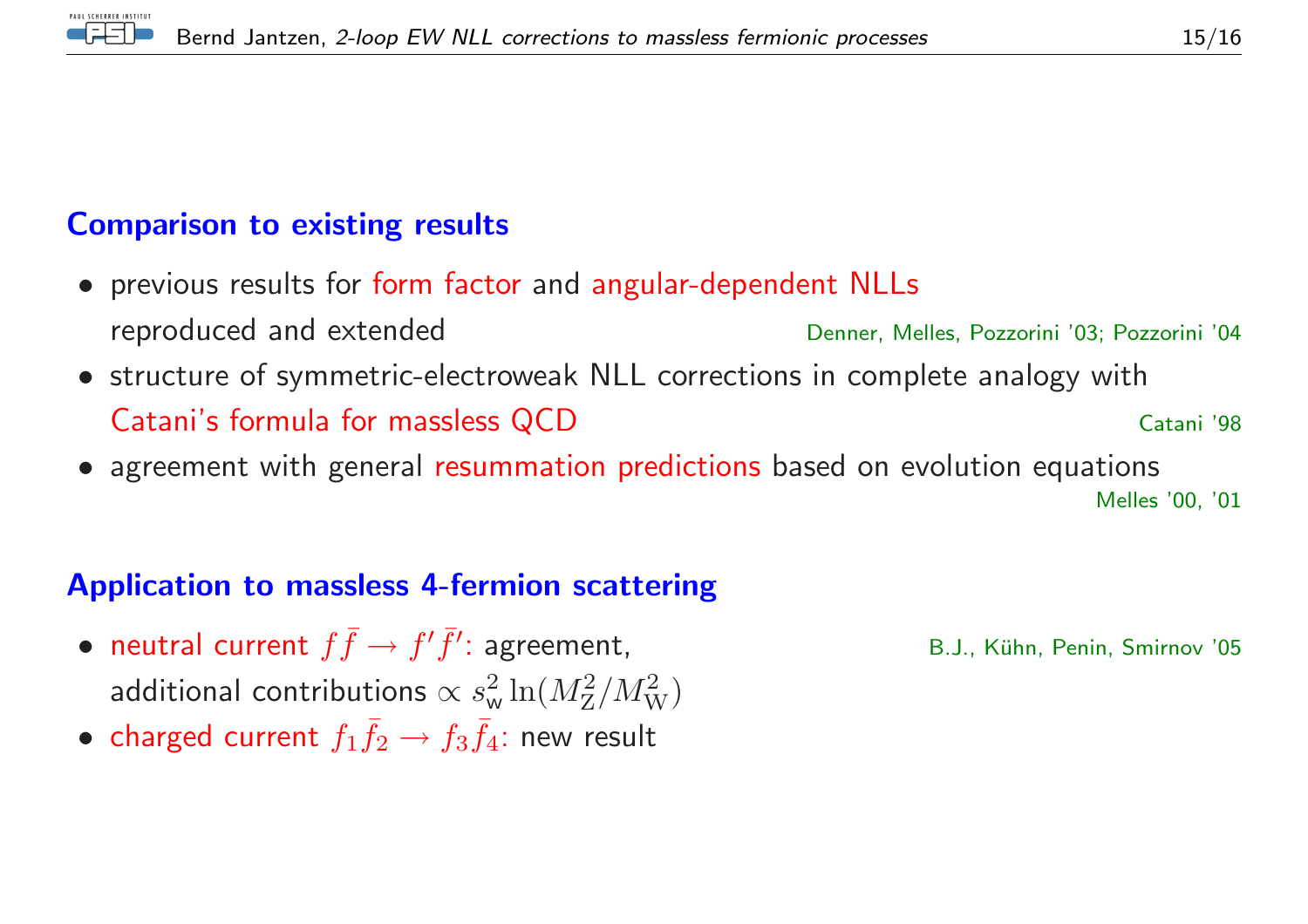## Comparison to existing results

- previous results for form factor and angular-dependent NLLs reproduced and extended — Denner, Melles, Pozzorini '03; Pozzorini '04
- structure of symmetric-electroweak NLL corrections in complete analogy with Catani's formula for massless QCD — Catani '98
- agreement with general resummation predictions based on evolution equations — Melles '00, '01

## Application to massless 4-fermion scattering

- neutral current $f\bar{f} \to f'\bar{f}'$: agreement, additional contributions $\propto s_{\mathrm{w}}^2 \ln(M_{\mathrm{Z}}^2/M_{\mathrm{W}}^2)$ — B.J., Kühn, Penin, Smirnov '05
- charged current $f_1\bar{f}_2 \to f_3\bar{f}_4$: new result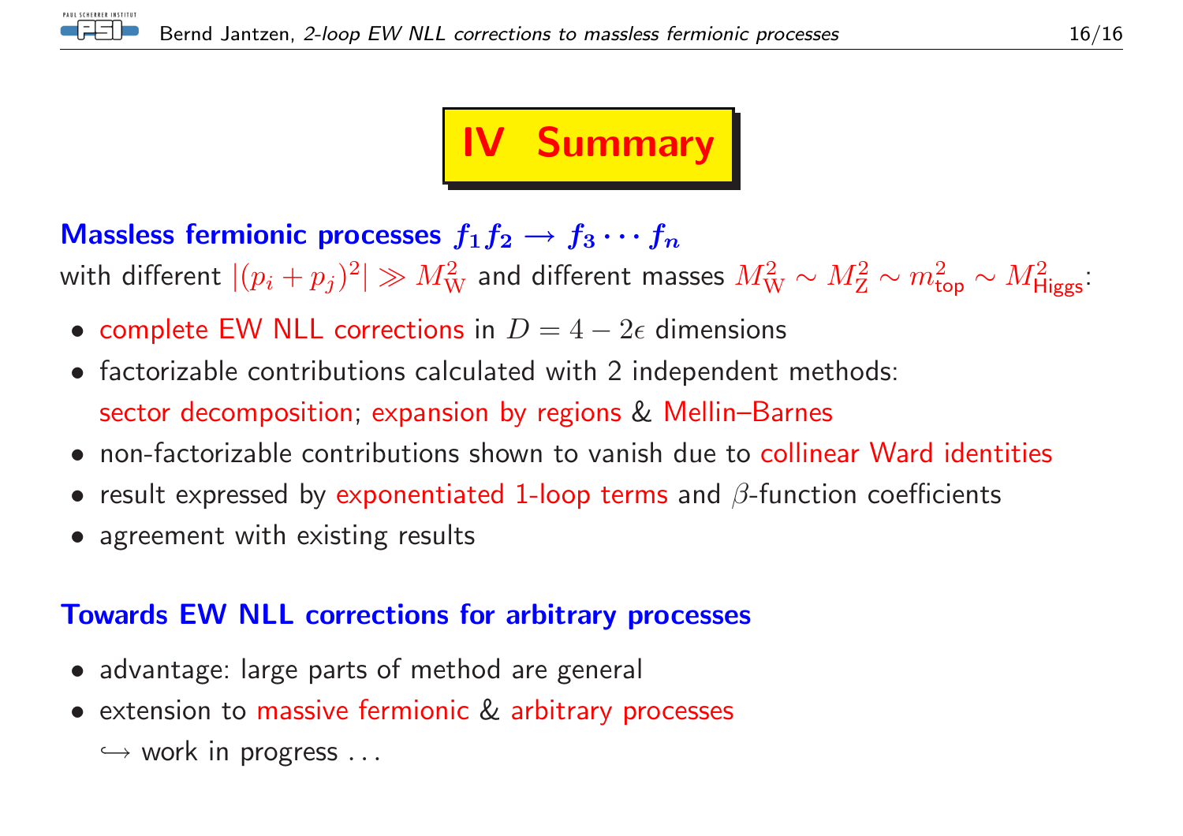# IV Summary

### Massless fermionic processes $f_1 f_2 \longrightarrow f_3 \cdots f_n$

with different $|(p_i + p_j)^2| \gg M_\mathrm{W}^2$ and different masses $M_\mathrm{W}^2 \sim M_\mathrm{Z}^2 \sim m_\mathrm{top}^2 \sim M_\mathrm{Higgs}^2$:

- complete EW NLL corrections in $D = 4 - 2\epsilon$ dimensions
- factorizable contributions calculated with 2 independent methods: sector decomposition; expansion by regions & Mellin–Barnes
- non-factorizable contributions shown to vanish due to collinear Ward identities
- result expressed by exponentiated 1-loop terms and $\beta$-function coefficients
- agreement with existing results

### Towards EW NLL corrections for arbitrary processes

- advantage: large parts of method are general
- extension to massive fermionic & arbitrary processes
  $\hookrightarrow$ work in progress . . .